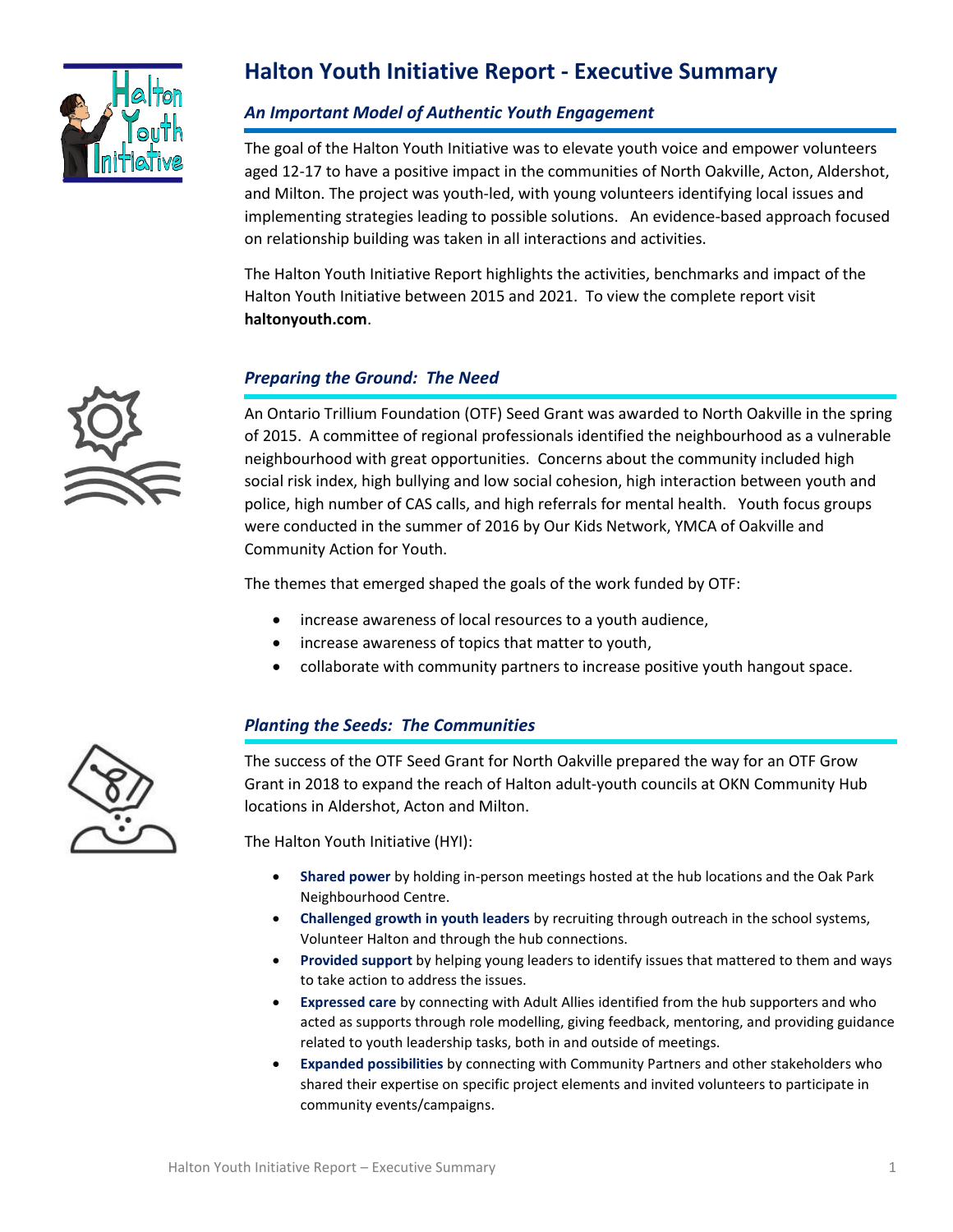# Halton Youth Initiative Report - Executive Summary

## *An Important Model of Authentic Youth Engagement*

The goal of the Halton Youth Initiative was to elevate youth voice and empower volunteers aged 12-17 to have a positive impact in the communities of North Oakville, Acton, Aldershot, and Milton. The project was youth-led, with young volunteers identifying local issues and implementing strategies leading to possible solutions. An evidence-based approach focused on relationship building was taken in all interactions and activities.

The Halton Youth Initiative Report highlights the activities, benchmarks and impact of the Halton Youth Initiative between 2015 and 2021. To view the complete report visit **haltonyouth.com**.

## *Preparing the Ground: The Need*

An Ontario Trillium Foundation (OTF) Seed Grant was awarded to North Oakville in the spring of 2015. A committee of regional professionals identified the neighbourhood as a vulnerable neighbourhood with great opportunities. Concerns about the community included high social risk index, high bullying and low social cohesion, high interaction between youth and police, high number of CAS calls, and high referrals for mental health. Youth focus groups were conducted in the summer of 2016 by Our Kids Network, YMCA of Oakville and Community Action for Youth.

The themes that emerged shaped the goals of the work funded by OTF:

- increase awareness of local resources to a youth audience,
- increase awareness of topics that matter to youth,
- collaborate with community partners to increase positive youth hangout space.

## *Planting the Seeds: The Communities*

The success of the OTF Seed Grant for North Oakville prepared the way for an OTF Grow Grant in 2018 to expand the reach of Halton adult-youth councils at OKN Community Hub locations in Aldershot, Acton and Milton.

The Halton Youth Initiative (HYI):

- **Shared power** by holding in-person meetings hosted at the hub locations and the Oak Park Neighbourhood Centre.
- **Challenged growth in youth leaders** by recruiting through outreach in the school systems, Volunteer Halton and through the hub connections.
- **Provided support** by helping young leaders to identify issues that mattered to them and ways to take action to address the issues.
- **Expressed care** by connecting with Adult Allies identified from the hub supporters and who acted as supports through role modelling, giving feedback, mentoring, and providing guidance related to youth leadership tasks, both in and outside of meetings.
- **Expanded possibilities** by connecting with Community Partners and other stakeholders who shared their expertise on specific project elements and invited volunteers to participate in community events/campaigns.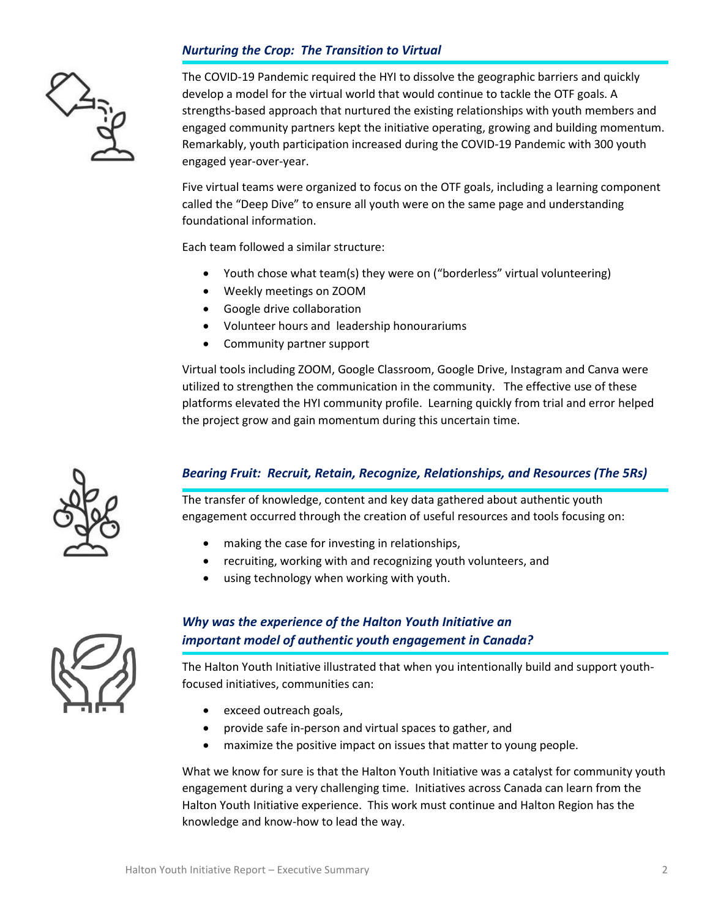### *Nurturing the Crop: The Transition to Virtual*

The COVID-19 Pandemic required the HYI to dissolve the geographic barriers and quickly develop a model for the virtual world that would continue to tackle the OTF goals. A strengths-based approach that nurtured the existing relationships with youth members and engaged community partners kept the initiative operating, growing and building momentum. Remarkably, youth participation increased during the COVID-19 Pandemic with 300 youth engaged year-over-year.

Five virtual teams were organized to focus on the OTF goals, including a learning component called the "Deep Dive" to ensure all youth were on the same page and understanding foundational information.

Each team followed a similar structure:

- Youth chose what team(s) they were on ("borderless" virtual volunteering)
- Weekly meetings on ZOOM
- Google drive collaboration
- Volunteer hours and leadership honourariums
- Community partner support

Virtual tools including ZOOM, Google Classroom, Google Drive, Instagram and Canva were utilized to strengthen the communication in the community. The effective use of these platforms elevated the HYI community profile. Learning quickly from trial and error helped the project grow and gain momentum during this uncertain time.

### *Bearing Fruit: Recruit, Retain, Recognize, Relationships, and Resources (The 5Rs)*

The transfer of knowledge, content and key data gathered about authentic youth engagement occurred through the creation of useful resources and tools focusing on:

- making the case for investing in relationships,
- recruiting, working with and recognizing youth volunteers, and
- using technology when working with youth.

### *Why was the experience of the Halton Youth Initiative an important model of authentic youth engagement in Canada?*

The Halton Youth Initiative illustrated that when you intentionally build and support youth-focused initiatives, communities can:

- exceed outreach goals,
- provide safe in-person and virtual spaces to gather, and
- maximize the positive impact on issues that matter to young people.

What we know for sure is that the Halton Youth Initiative was a catalyst for community youth engagement during a very challenging time. Initiatives across Canada can learn from the Halton Youth Initiative experience. This work must continue and Halton Region has the knowledge and know-how to lead the way.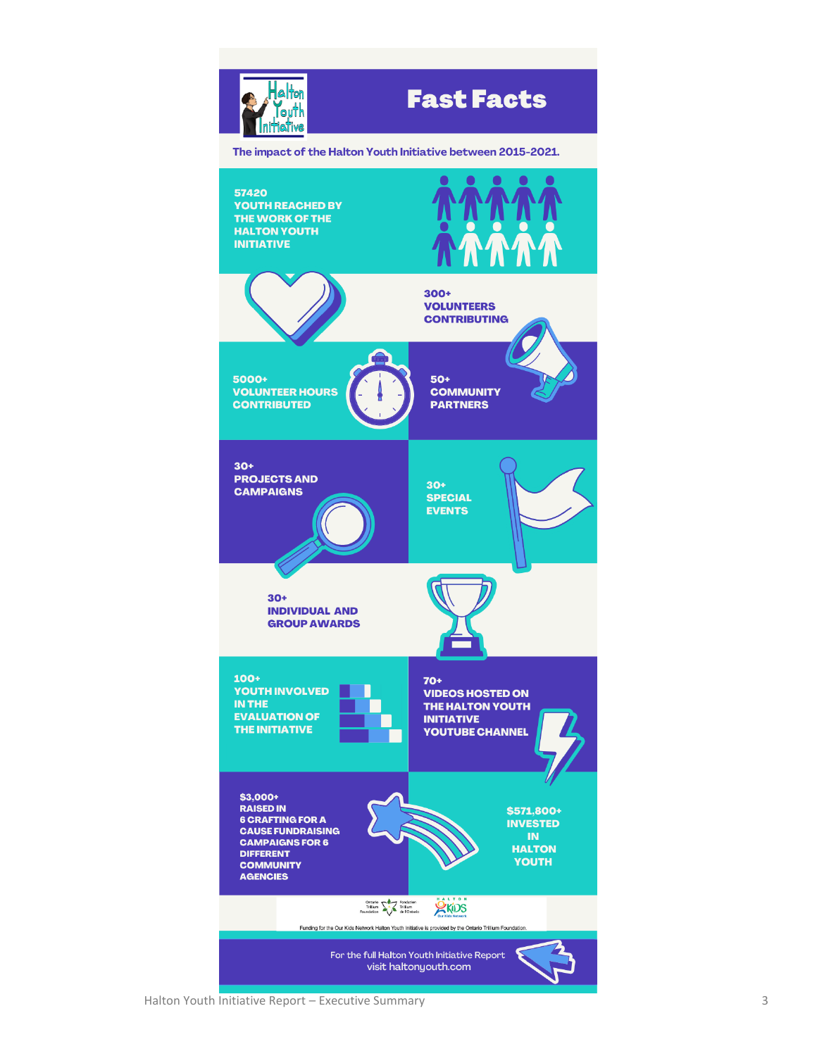# Fast Facts

The impact of the Halton Youth Initiative between 2015-2021.

**57420**
**YOUTH REACHED BY THE WORK OF THE HALTON YOUTH INITIATIVE**

**300+**
**VOLUNTEERS CONTRIBUTING**

**5000+**
**VOLUNTEER HOURS CONTRIBUTED**

**50+**
**COMMUNITY PARTNERS**

**30+**
**PROJECTS AND CAMPAIGNS**

**30+**
**SPECIAL EVENTS**

**30+**
**INDIVIDUAL AND GROUP AWARDS**

**100+**
**YOUTH INVOLVED IN THE EVALUATION OF THE INITIATIVE**

**70+**
**VIDEOS HOSTED ON THE HALTON YOUTH INITIATIVE YOUTUBE CHANNEL**

**$3,000+**
**RAISED IN 6 CRAFTING FOR A CAUSE FUNDRAISING CAMPAIGNS FOR 6 DIFFERENT COMMUNITY AGENCIES**

**$571,800+**
**INVESTED IN HALTON YOUTH**

Funding for the Our Kids Network Halton Youth Initiative is provided by the Ontario Trillium Foundation.

For the full Halton Youth Initiative Report visit haltonyouth.com